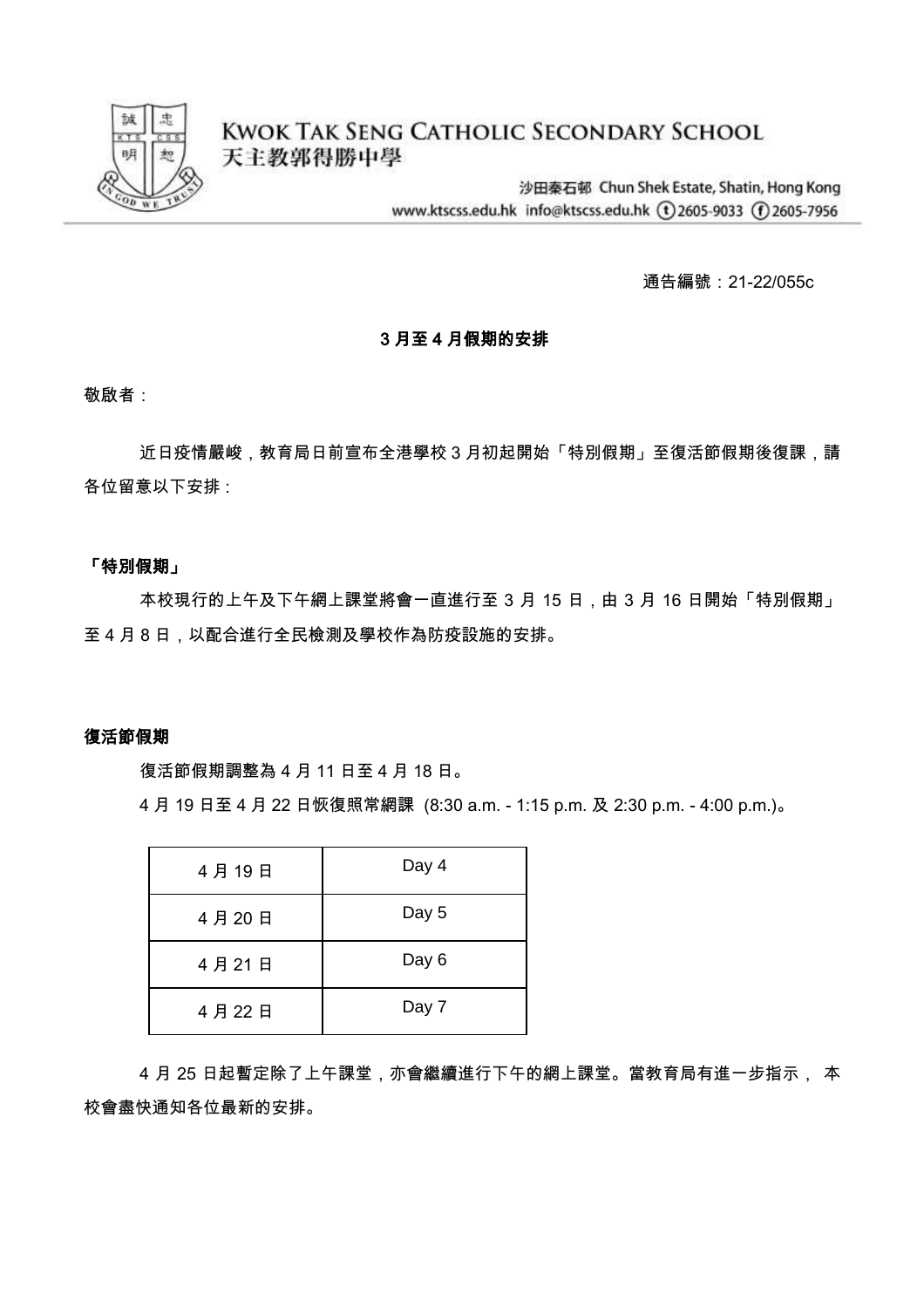# KWOK TAK SENG CATHOLIC SECONDARY SCHOOL
# 天主教郭得勝中學

沙田秦石邨 Chun Shek Estate, Shatin, Hong Kong
www.ktscss.edu.hk info@ktscss.edu.hk (t) 2605-9033 (f) 2605-7956

通告編號：21-22/055c

## 3 月至 4 月假期的安排

敬啟者：

近日疫情嚴峻，教育局日前宣布全港學校 3 月初起開始「特別假期」至復活節假期後復課，請各位留意以下安排：

### 「特別假期」

本校現行的上午及下午網上課堂將會一直進行至 3 月 15 日，由 3 月 16 日開始「特別假期」至 4 月 8 日，以配合進行全民檢測及學校作為防疫設施的安排。

### 復活節假期

復活節假期調整為 4 月 11 日至 4 月 18 日。

4 月 19 日至 4 月 22 日恢復照常網課 (8:30 a.m. - 1:15 p.m. 及 2:30 p.m. - 4:00 p.m.)。

| 日期 | Day |
|---|---|
| 4 月 19 日 | Day 4 |
| 4 月 20 日 | Day 5 |
| 4 月 21 日 | Day 6 |
| 4 月 22 日 | Day 7 |

4 月 25 日起暫定除了上午課堂，亦會繼續進行下午的網上課堂。當教育局有進一步指示， 本校會盡快通知各位最新的安排。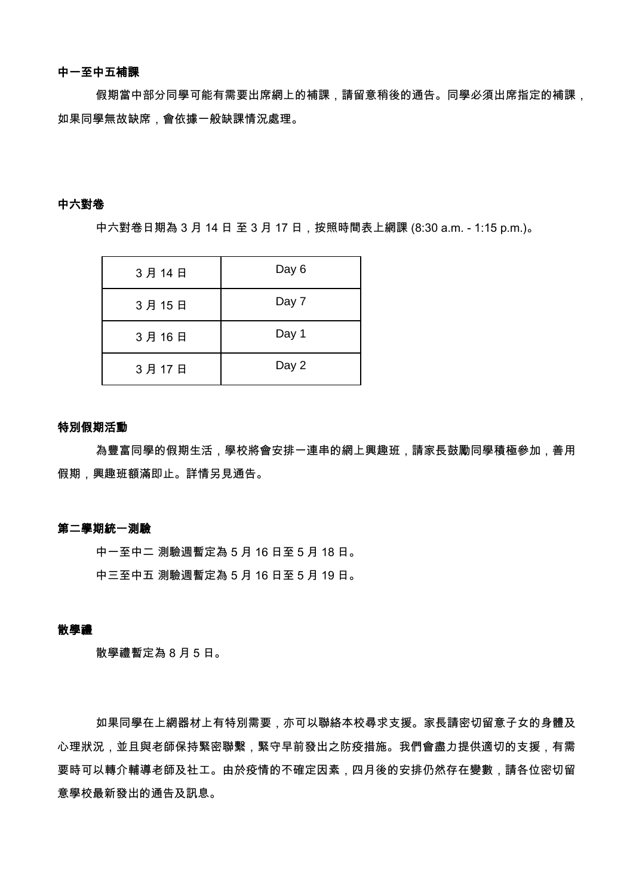**中一至中五補課**

假期當中部分同學可能有需要出席網上的補課，請留意稍後的通告。同學必須出席指定的補課，如果同學無故缺席，會依據一般缺課情況處理。

**中六對卷**

中六對卷日期為 3 月 14 日 至 3 月 17 日，按照時間表上網課 (8:30 a.m. - 1:15 p.m.)。

| 3 月 14 日 | Day 6 |
|---|---|
| 3 月 15 日 | Day 7 |
| 3 月 16 日 | Day 1 |
| 3 月 17 日 | Day 2 |

**特別假期活動**

為豐富同學的假期生活，學校將會安排一連串的網上興趣班，請家長鼓勵同學積極參加，善用假期，興趣班額滿即止。詳情另見通告。

**第二學期統一測驗**

中一至中二 測驗週暫定為 5 月 16 日至 5 月 18 日。

中三至中五 測驗週暫定為 5 月 16 日至 5 月 19 日。

**散學禮**

散學禮暫定為 8 月 5 日。

如果同學在上網器材上有特別需要，亦可以聯絡本校尋求支援。家長請密切留意子女的身體及心理狀況，並且與老師保持緊密聯繫，緊守早前發出之防疫措施。我們會盡力提供適切的支援，有需要時可以轉介輔導老師及社工。由於疫情的不確定因素，四月後的安排仍然存在變數，請各位密切留意學校最新發出的通告及訊息。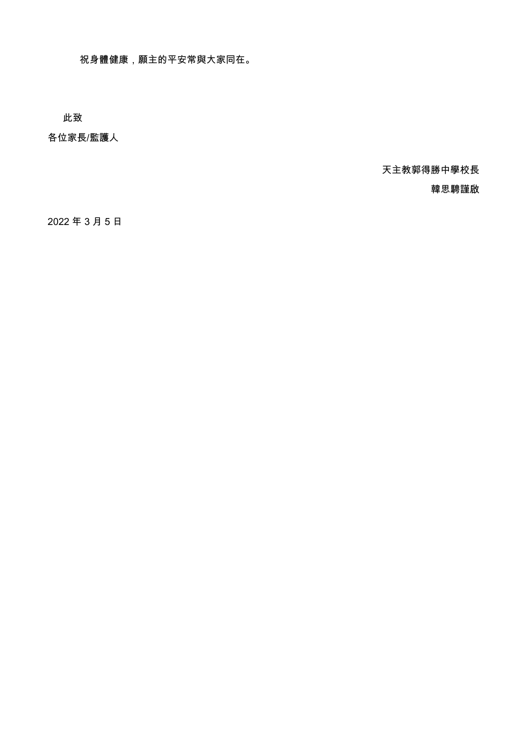祝身體健康，願主的平安常與大家同在。

此致

各位家長/監護人

天主教郭得勝中學校長

韓思騁謹啟

2022 年 3 月 5 日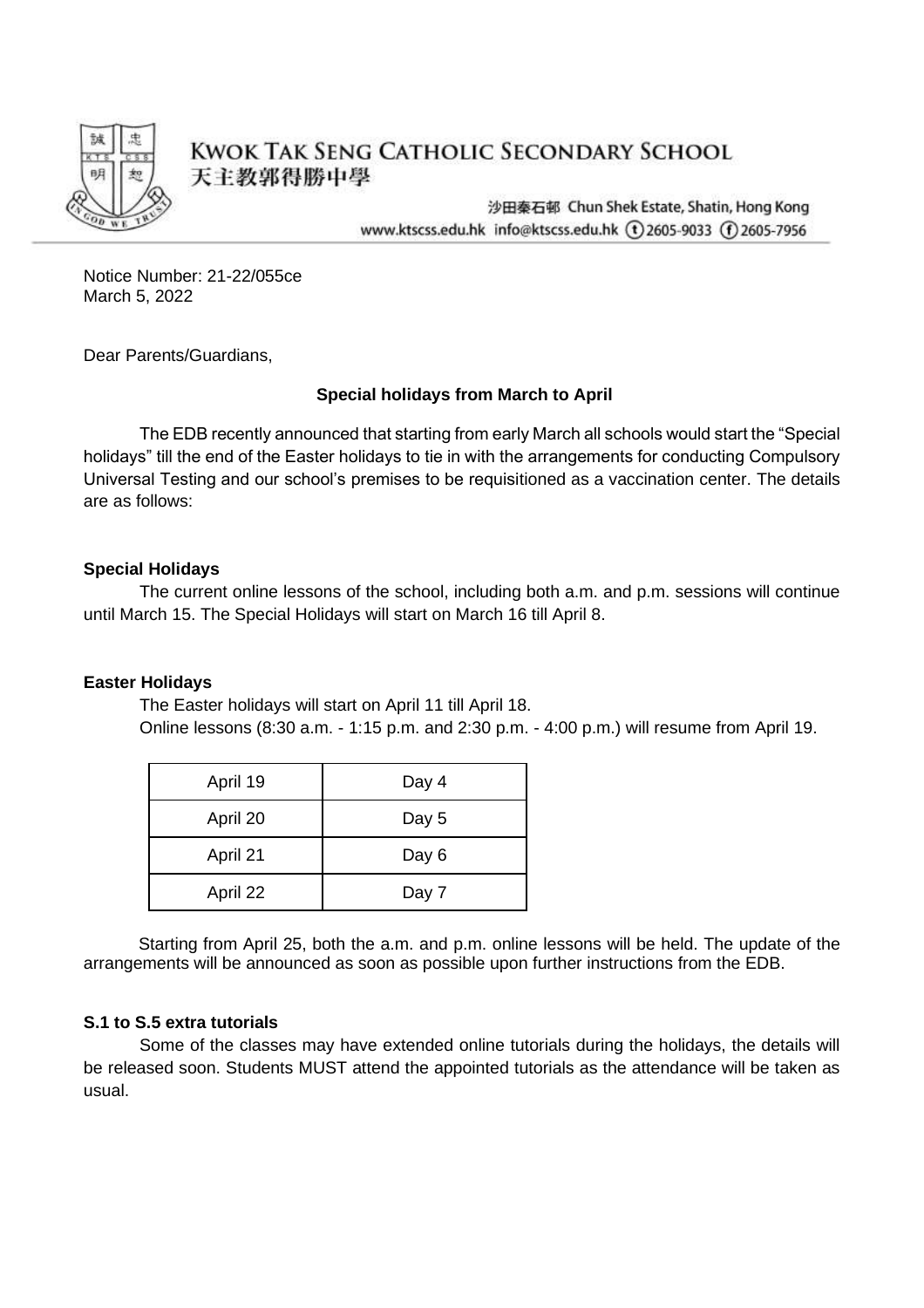# KWOK TAK SENG CATHOLIC SECONDARY SCHOOL
天主教郭得勝中學

沙田秦石邨 Chun Shek Estate, Shatin, Hong Kong
www.ktscss.edu.hk info@ktscss.edu.hk (t) 2605-9033 (f) 2605-7956

Notice Number: 21-22/055ce
March 5, 2022

Dear Parents/Guardians,

**Special holidays from March to April**

The EDB recently announced that starting from early March all schools would start the "Special holidays" till the end of the Easter holidays to tie in with the arrangements for conducting Compulsory Universal Testing and our school's premises to be requisitioned as a vaccination center. The details are as follows:

**Special Holidays**

The current online lessons of the school, including both a.m. and p.m. sessions will continue until March 15. The Special Holidays will start on March 16 till April 8.

**Easter Holidays**

The Easter holidays will start on April 11 till April 18.
Online lessons (8:30 a.m. - 1:15 p.m. and 2:30 p.m. - 4:00 p.m.) will resume from April 19.

| April 19 | Day 4 |
| --- | --- |
| April 20 | Day 5 |
| April 21 | Day 6 |
| April 22 | Day 7 |

Starting from April 25, both the a.m. and p.m. online lessons will be held. The update of the arrangements will be announced as soon as possible upon further instructions from the EDB.

**S.1 to S.5 extra tutorials**

Some of the classes may have extended online tutorials during the holidays, the details will be released soon. Students MUST attend the appointed tutorials as the attendance will be taken as usual.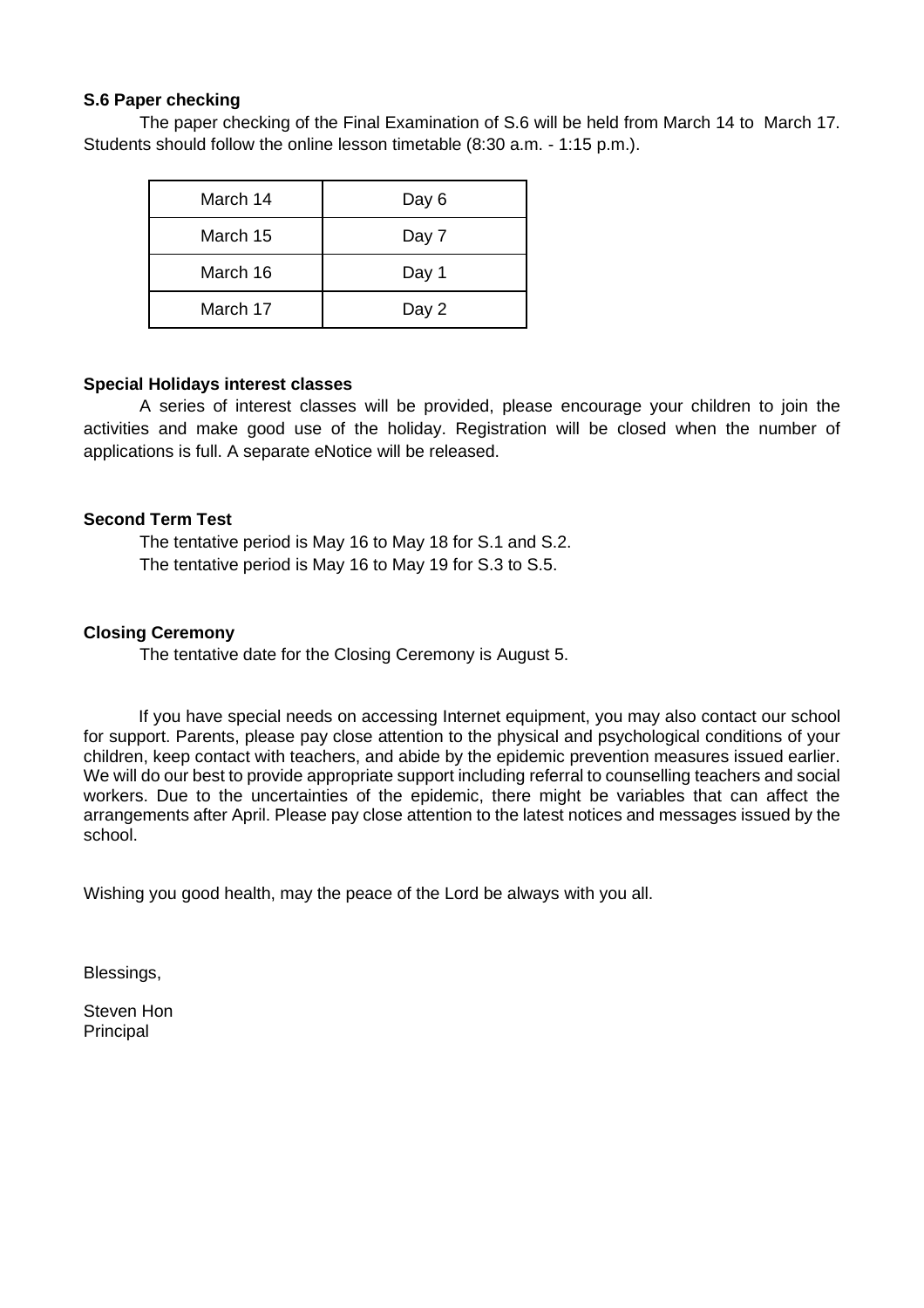**S.6 Paper checking**

The paper checking of the Final Examination of S.6 will be held from March 14 to March 17. Students should follow the online lesson timetable (8:30 a.m. - 1:15 p.m.).

| | |
|---|---|
| March 14 | Day 6 |
| March 15 | Day 7 |
| March 16 | Day 1 |
| March 17 | Day 2 |

**Special Holidays interest classes**

A series of interest classes will be provided, please encourage your children to join the activities and make good use of the holiday. Registration will be closed when the number of applications is full. A separate eNotice will be released.

**Second Term Test**

The tentative period is May 16 to May 18 for S.1 and S.2.
The tentative period is May 16 to May 19 for S.3 to S.5.

**Closing Ceremony**

The tentative date for the Closing Ceremony is August 5.

If you have special needs on accessing Internet equipment, you may also contact our school for support. Parents, please pay close attention to the physical and psychological conditions of your children, keep contact with teachers, and abide by the epidemic prevention measures issued earlier. We will do our best to provide appropriate support including referral to counselling teachers and social workers. Due to the uncertainties of the epidemic, there might be variables that can affect the arrangements after April. Please pay close attention to the latest notices and messages issued by the school.

Wishing you good health, may the peace of the Lord be always with you all.

Blessings,

Steven Hon
Principal